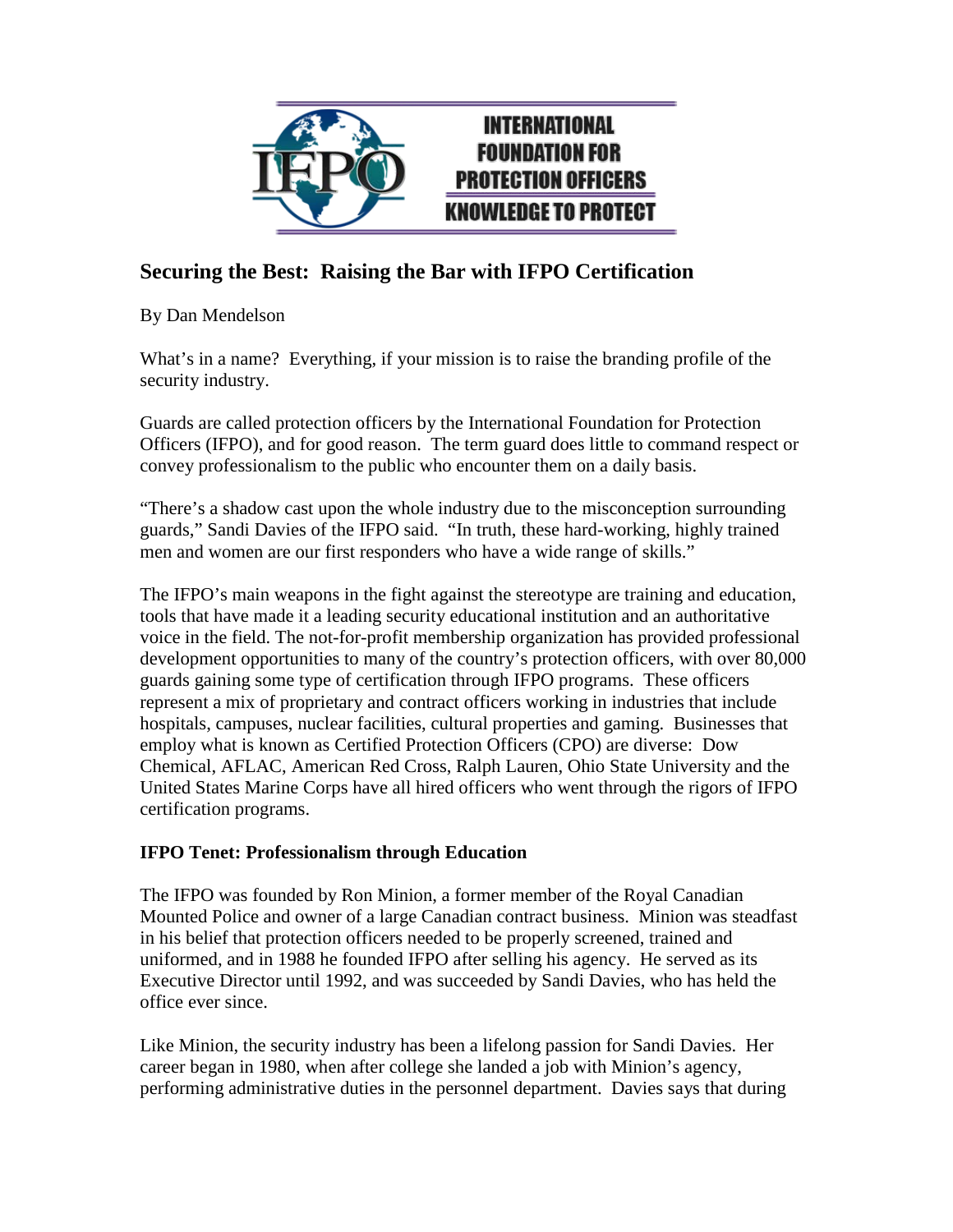INTERNATIONAL FOUNDATION FOR PROTECTION OFFICERS
KNOWLEDGE TO PROTECT

## Securing the Best: Raising the Bar with IFPO Certification

By Dan Mendelson

What's in a name? Everything, if your mission is to raise the branding profile of the security industry.

Guards are called protection officers by the International Foundation for Protection Officers (IFPO), and for good reason. The term guard does little to command respect or convey professionalism to the public who encounter them on a daily basis.

"There's a shadow cast upon the whole industry due to the misconception surrounding guards," Sandi Davies of the IFPO said. "In truth, these hard-working, highly trained men and women are our first responders who have a wide range of skills."

The IFPO's main weapons in the fight against the stereotype are training and education, tools that have made it a leading security educational institution and an authoritative voice in the field. The not-for-profit membership organization has provided professional development opportunities to many of the country's protection officers, with over 80,000 guards gaining some type of certification through IFPO programs. These officers represent a mix of proprietary and contract officers working in industries that include hospitals, campuses, nuclear facilities, cultural properties and gaming. Businesses that employ what is known as Certified Protection Officers (CPO) are diverse: Dow Chemical, AFLAC, American Red Cross, Ralph Lauren, Ohio State University and the United States Marine Corps have all hired officers who went through the rigors of IFPO certification programs.

### IFPO Tenet: Professionalism through Education

The IFPO was founded by Ron Minion, a former member of the Royal Canadian Mounted Police and owner of a large Canadian contract business. Minion was steadfast in his belief that protection officers needed to be properly screened, trained and uniformed, and in 1988 he founded IFPO after selling his agency. He served as its Executive Director until 1992, and was succeeded by Sandi Davies, who has held the office ever since.

Like Minion, the security industry has been a lifelong passion for Sandi Davies. Her career began in 1980, when after college she landed a job with Minion's agency, performing administrative duties in the personnel department. Davies says that during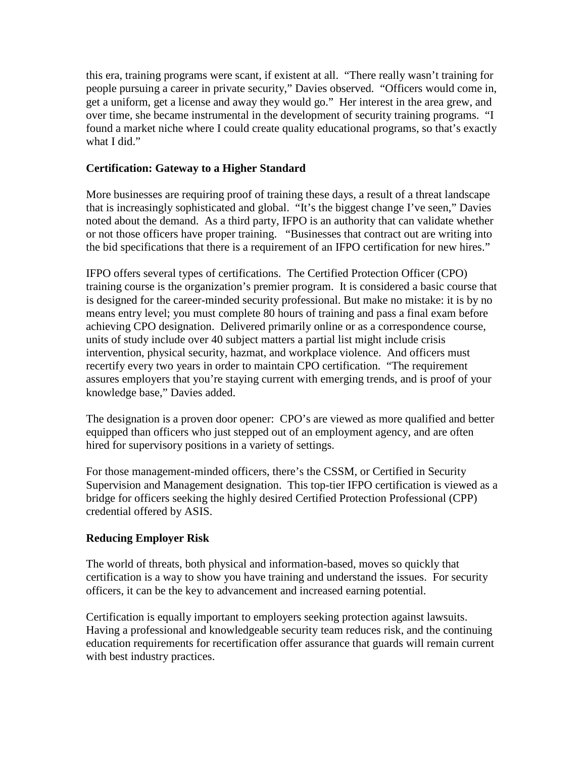this era, training programs were scant, if existent at all. "There really wasn't training for people pursuing a career in private security," Davies observed. "Officers would come in, get a uniform, get a license and away they would go." Her interest in the area grew, and over time, she became instrumental in the development of security training programs. "I found a market niche where I could create quality educational programs, so that's exactly what I did."

**Certification: Gateway to a Higher Standard**

More businesses are requiring proof of training these days, a result of a threat landscape that is increasingly sophisticated and global. "It's the biggest change I've seen," Davies noted about the demand. As a third party, IFPO is an authority that can validate whether or not those officers have proper training. "Businesses that contract out are writing into the bid specifications that there is a requirement of an IFPO certification for new hires."

IFPO offers several types of certifications. The Certified Protection Officer (CPO) training course is the organization's premier program. It is considered a basic course that is designed for the career-minded security professional. But make no mistake: it is by no means entry level; you must complete 80 hours of training and pass a final exam before achieving CPO designation. Delivered primarily online or as a correspondence course, units of study include over 40 subject matters a partial list might include crisis intervention, physical security, hazmat, and workplace violence. And officers must recertify every two years in order to maintain CPO certification. "The requirement assures employers that you're staying current with emerging trends, and is proof of your knowledge base," Davies added.

The designation is a proven door opener: CPO's are viewed as more qualified and better equipped than officers who just stepped out of an employment agency, and are often hired for supervisory positions in a variety of settings.

For those management-minded officers, there's the CSSM, or Certified in Security Supervision and Management designation. This top-tier IFPO certification is viewed as a bridge for officers seeking the highly desired Certified Protection Professional (CPP) credential offered by ASIS.

**Reducing Employer Risk**

The world of threats, both physical and information-based, moves so quickly that certification is a way to show you have training and understand the issues. For security officers, it can be the key to advancement and increased earning potential.

Certification is equally important to employers seeking protection against lawsuits. Having a professional and knowledgeable security team reduces risk, and the continuing education requirements for recertification offer assurance that guards will remain current with best industry practices.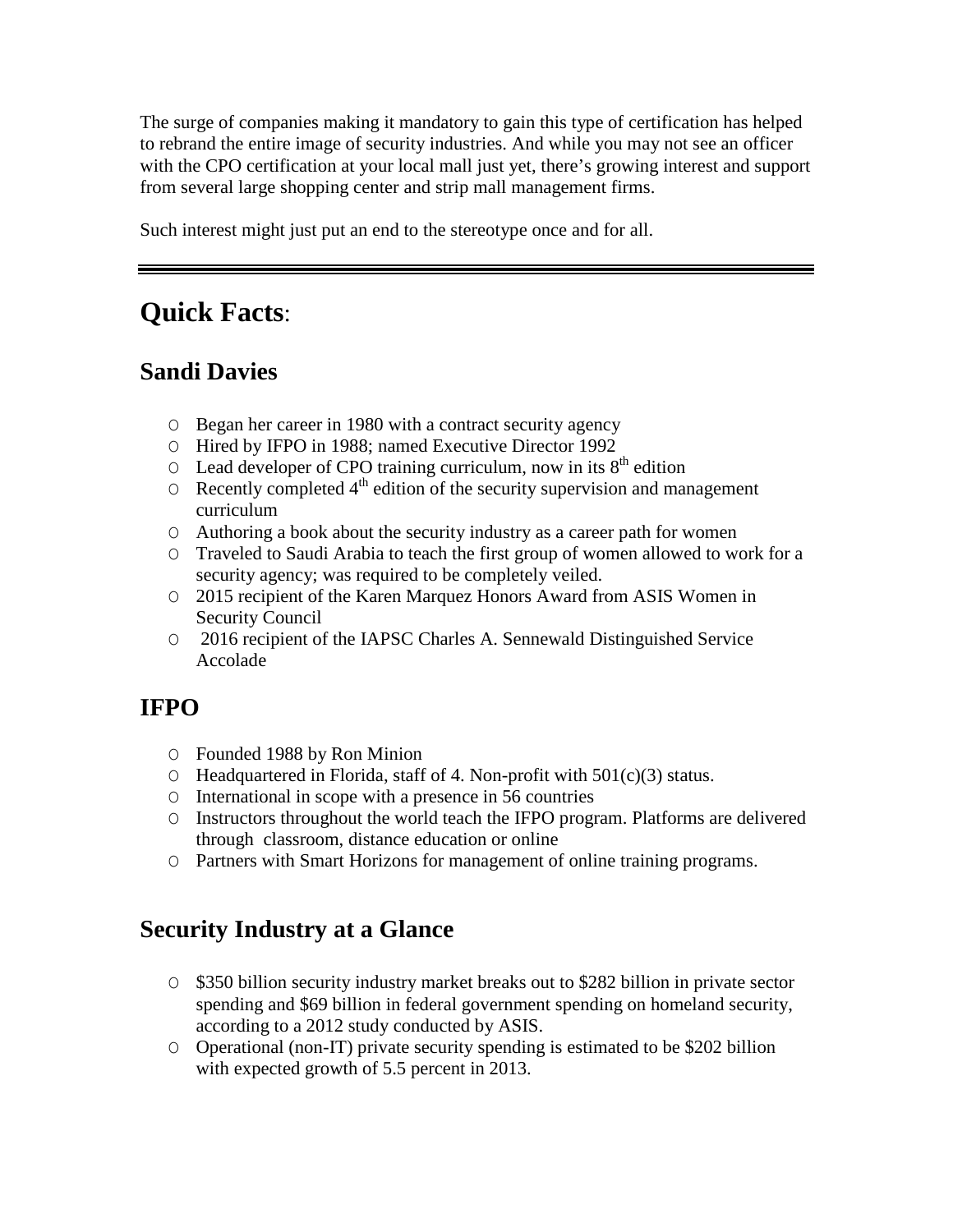The surge of companies making it mandatory to gain this type of certification has helped to rebrand the entire image of security industries. And while you may not see an officer with the CPO certification at your local mall just yet, there's growing interest and support from several large shopping center and strip mall management firms.

Such interest might just put an end to the stereotype once and for all.

---

# **Quick Facts**:

## Sandi Davies

- Began her career in 1980 with a contract security agency
- Hired by IFPO in 1988; named Executive Director 1992
- Lead developer of CPO training curriculum, now in its 8th edition
- Recently completed 4th edition of the security supervision and management curriculum
- Authoring a book about the security industry as a career path for women
- Traveled to Saudi Arabia to teach the first group of women allowed to work for a security agency; was required to be completely veiled.
- 2015 recipient of the Karen Marquez Honors Award from ASIS Women in Security Council
- 2016 recipient of the IAPSC Charles A. Sennewald Distinguished Service Accolade

## IFPO

- Founded 1988 by Ron Minion
- Headquartered in Florida, staff of 4. Non-profit with 501(c)(3) status.
- International in scope with a presence in 56 countries
- Instructors throughout the world teach the IFPO program. Platforms are delivered through classroom, distance education or online
- Partners with Smart Horizons for management of online training programs.

## Security Industry at a Glance

- $350 billion security industry market breaks out to $282 billion in private sector spending and $69 billion in federal government spending on homeland security, according to a 2012 study conducted by ASIS.
- Operational (non-IT) private security spending is estimated to be $202 billion with expected growth of 5.5 percent in 2013.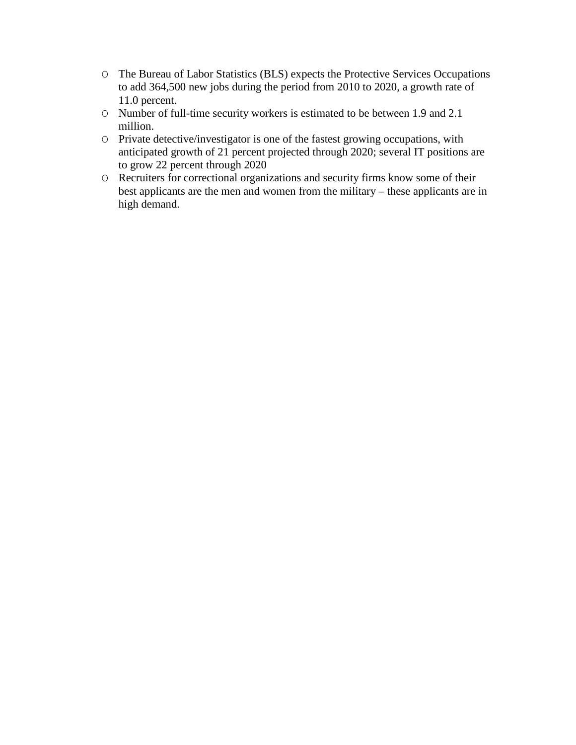- The Bureau of Labor Statistics (BLS) expects the Protective Services Occupations to add 364,500 new jobs during the period from 2010 to 2020, a growth rate of 11.0 percent.
- Number of full-time security workers is estimated to be between 1.9 and 2.1 million.
- Private detective/investigator is one of the fastest growing occupations, with anticipated growth of 21 percent projected through 2020; several IT positions are to grow 22 percent through 2020
- Recruiters for correctional organizations and security firms know some of their best applicants are the men and women from the military – these applicants are in high demand.